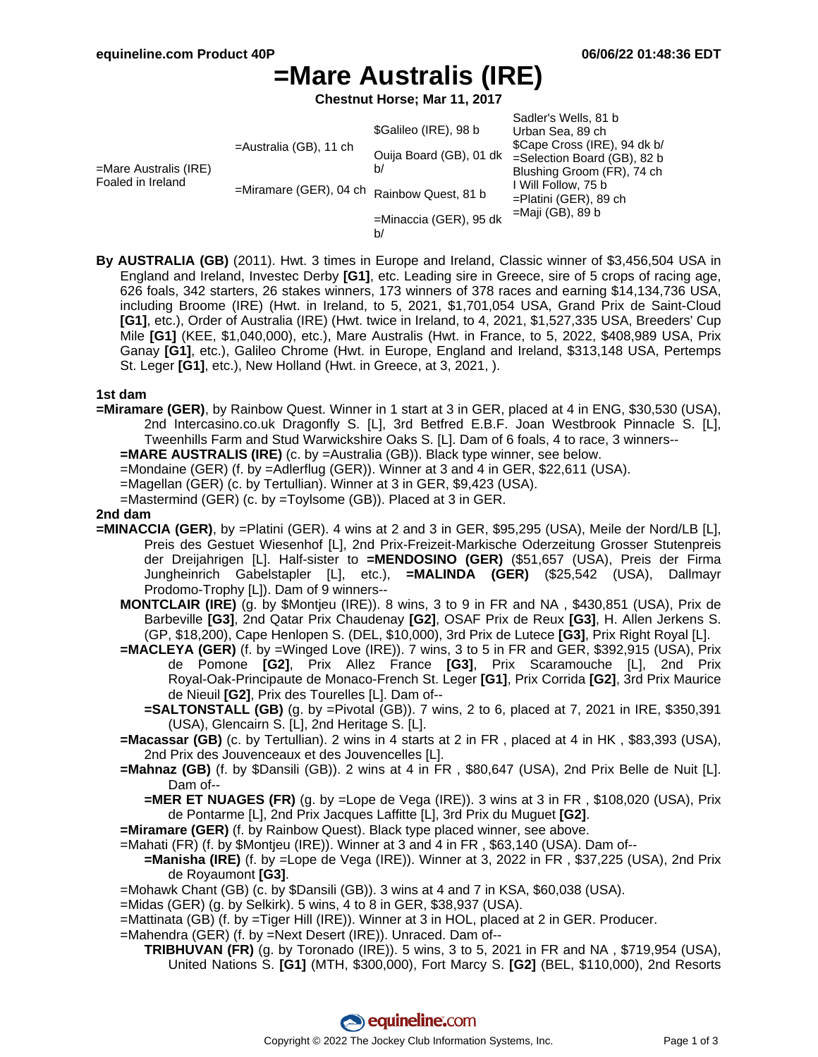equineline.com Product 40P — 06/06/22 01:48:36 EDT

# =Mare Australis (IRE)

**Chestnut Horse; Mar 11, 2017**

| | | | |
|---|---|---|---|
| =Mare Australis (IRE) Foaled in Ireland | =Australia (GB), 11 ch | $Galileo (IRE), 98 b | Sadler's Wells, 81 b |
| | | | Urban Sea, 89 ch |
| | | Ouija Board (GB), 01 dk b/ | $Cape Cross (IRE), 94 dk b/ |
| | | | =Selection Board (GB), 82 b |
| | =Miramare (GER), 04 ch | Rainbow Quest, 81 b | Blushing Groom (FR), 74 ch |
| | | | I Will Follow, 75 b |
| | | =Minaccia (GER), 95 dk b/ | =Platini (GER), 89 ch |
| | | | =Maji (GB), 89 b |

**By AUSTRALIA (GB)** (2011). Hwt. 3 times in Europe and Ireland, Classic winner of $3,456,504 USA in England and Ireland, Investec Derby **[G1]**, etc. Leading sire in Greece, sire of 5 crops of racing age, 626 foals, 342 starters, 26 stakes winners, 173 winners of 378 races and earning $14,134,736 USA, including Broome (IRE) (Hwt. in Ireland, to 5, 2021, $1,701,054 USA, Grand Prix de Saint-Cloud **[G1]**, etc.), Order of Australia (IRE) (Hwt. twice in Ireland, to 4, 2021, $1,527,335 USA, Breeders' Cup Mile **[G1]** (KEE, $1,040,000), etc.), Mare Australis (Hwt. in France, to 5, 2022, $408,989 USA, Prix Ganay **[G1]**, etc.), Galileo Chrome (Hwt. in Europe, England and Ireland, $313,148 USA, Pertemps St. Leger **[G1]**, etc.), New Holland (Hwt. in Greece, at 3, 2021, ).

## 1st dam

**=Miramare (GER)**, by Rainbow Quest. Winner in 1 start at 3 in GER, placed at 4 in ENG, $30,530 (USA), 2nd Intercasino.co.uk Dragonfly S. [L], 3rd Betfred E.B.F. Joan Westbrook Pinnacle S. [L], Tweenhills Farm and Stud Warwickshire Oaks S. [L]. Dam of 6 foals, 4 to race, 3 winners--

- **=MARE AUSTRALIS (IRE)** (c. by =Australia (GB)). Black type winner, see below.
- =Mondaine (GER) (f. by =Adlerflug (GER)). Winner at 3 and 4 in GER, $22,611 (USA).
- =Magellan (GER) (c. by Tertullian). Winner at 3 in GER, $9,423 (USA).
- =Mastermind (GER) (c. by =Toylsome (GB)). Placed at 3 in GER.

## 2nd dam

**=MINACCIA (GER)**, by =Platini (GER). 4 wins at 2 and 3 in GER, $95,295 (USA), Meile der Nord/LB [L], Preis des Gestuet Wiesenhof [L], 2nd Prix-Freizeit-Markische Oderzeitung Grosser Stutenpreis der Dreijahrigen [L]. Half-sister to **=MENDOSINO (GER)** ($51,657 (USA), Preis der Firma Jungheinrich Gabelstapler [L], etc.), **=MALINDA (GER)** ($25,542 (USA), Dallmayr Prodomo-Trophy [L]). Dam of 9 winners--

- **MONTCLAIR (IRE)** (g. by $Montjeu (IRE)). 8 wins, 3 to 9 in FR and NA , $430,851 (USA), Prix de Barbeville **[G3]**, 2nd Qatar Prix Chaudenay **[G2]**, OSAF Prix de Reux **[G3]**, H. Allen Jerkens S. (GP, $18,200), Cape Henlopen S. (DEL, $10,000), 3rd Prix de Lutece **[G3]**, Prix Right Royal [L].
- **=MACLEYA (GER)** (f. by =Winged Love (IRE)). 7 wins, 3 to 5 in FR and GER, $392,915 (USA), Prix de Pomone **[G2]**, Prix Allez France **[G3]**, Prix Scaramouche [L], 2nd Prix Royal-Oak-Principaute de Monaco-French St. Leger **[G1]**, Prix Corrida **[G2]**, 3rd Prix Maurice de Nieuil **[G2]**, Prix des Tourelles [L]. Dam of--
  - **=SALTONSTALL (GB)** (g. by =Pivotal (GB)). 7 wins, 2 to 6, placed at 7, 2021 in IRE, $350,391 (USA), Glencairn S. [L], 2nd Heritage S. [L].
- **=Macassar (GB)** (c. by Tertullian). 2 wins in 4 starts at 2 in FR , placed at 4 in HK , $83,393 (USA), 2nd Prix des Jouvenceaux et des Jouvencelles [L].
- **=Mahnaz (GB)** (f. by $Dansili (GB)). 2 wins at 4 in FR , $80,647 (USA), 2nd Prix Belle de Nuit [L]. Dam of--
  - **=MER ET NUAGES (FR)** (g. by =Lope de Vega (IRE)). 3 wins at 3 in FR , $108,020 (USA), Prix de Pontarme [L], 2nd Prix Jacques Laffitte [L], 3rd Prix du Muguet **[G2]**.
- **=Miramare (GER)** (f. by Rainbow Quest). Black type placed winner, see above.
- =Mahati (FR) (f. by $Montjeu (IRE)). Winner at 3 and 4 in FR , $63,140 (USA). Dam of--
  - **=Manisha (IRE)** (f. by =Lope de Vega (IRE)). Winner at 3, 2022 in FR , $37,225 (USA), 2nd Prix de Royaumont **[G3]**.
- =Mohawk Chant (GB) (c. by $Dansili (GB)). 3 wins at 4 and 7 in KSA, $60,038 (USA).
- =Midas (GER) (g. by Selkirk). 5 wins, 4 to 8 in GER, $38,937 (USA).
- =Mattinata (GB) (f. by =Tiger Hill (IRE)). Winner at 3 in HOL, placed at 2 in GER. Producer.
- =Mahendra (GER) (f. by =Next Desert (IRE)). Unraced. Dam of--
  - **TRIBHUVAN (FR)** (g. by Toronado (IRE)). 5 wins, 3 to 5, 2021 in FR and NA , $719,954 (USA), United Nations S. **[G1]** (MTH, $300,000), Fort Marcy S. **[G2]** (BEL, $110,000), 2nd Resorts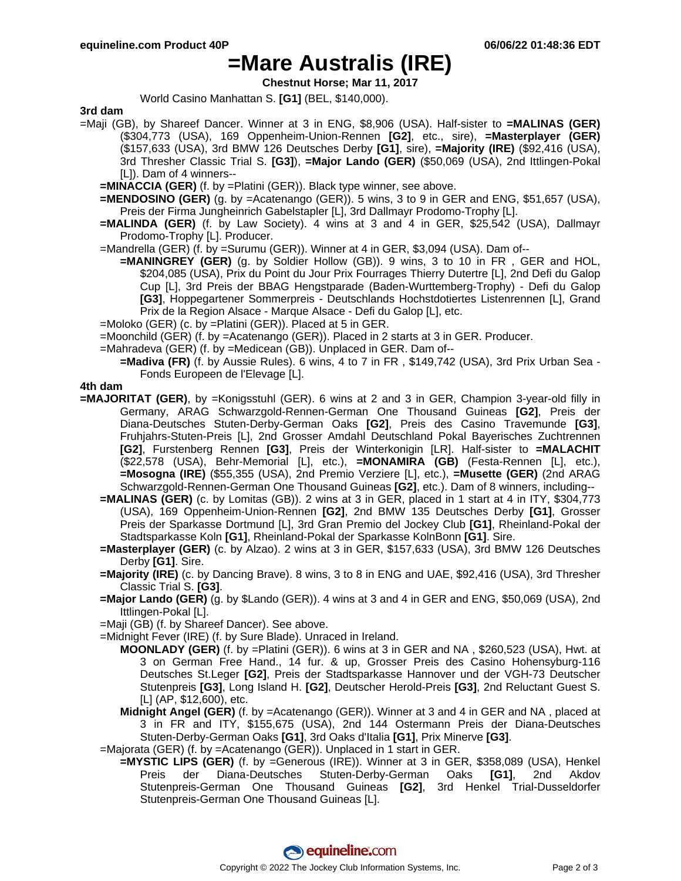# =Mare Australis (IRE)

**Chestnut Horse; Mar 11, 2017**

World Casino Manhattan S. **[G1]** (BEL, $140,000).

**3rd dam**

=Maji (GB), by Shareef Dancer. Winner at 3 in ENG, $8,906 (USA). Half-sister to **=MALINAS (GER)** ($304,773 (USA), 169 Oppenheim-Union-Rennen **[G2]**, etc., sire), **=Masterplayer (GER)** ($157,633 (USA), 3rd BMW 126 Deutsches Derby **[G1]**, sire), **=Majority (IRE)** ($92,416 (USA), 3rd Thresher Classic Trial S. **[G3]**), **=Major Lando (GER)** ($50,069 (USA), 2nd Ittlingen-Pokal [L]). Dam of 4 winners--

- **=MINACCIA (GER)** (f. by =Platini (GER)). Black type winner, see above.
- **=MENDOSINO (GER)** (g. by =Acatenango (GER)). 5 wins, 3 to 9 in GER and ENG, $51,657 (USA), Preis der Firma Jungheinrich Gabelstapler [L], 3rd Dallmayr Prodomo-Trophy [L].
- **=MALINDA (GER)** (f. by Law Society). 4 wins at 3 and 4 in GER, $25,542 (USA), Dallmayr Prodomo-Trophy [L]. Producer.
- =Mandrella (GER) (f. by =Surumu (GER)). Winner at 4 in GER, $3,094 (USA). Dam of--
  - **=MANINGREY (GER)** (g. by Soldier Hollow (GB)). 9 wins, 3 to 10 in FR , GER and HOL, $204,085 (USA), Prix du Point du Jour Prix Fourrages Thierry Dutertre [L], 2nd Defi du Galop Cup [L], 3rd Preis der BBAG Hengstparade (Baden-Wurttemberg-Trophy) - Defi du Galop **[G3]**, Hoppegartener Sommerpreis - Deutschlands Hochstdotiertes Listenrennen [L], Grand Prix de la Region Alsace - Marque Alsace - Defi du Galop [L], etc.
- =Moloko (GER) (c. by =Platini (GER)). Placed at 5 in GER.
- =Moonchild (GER) (f. by =Acatenango (GER)). Placed in 2 starts at 3 in GER. Producer.
- =Mahradeva (GER) (f. by =Medicean (GB)). Unplaced in GER. Dam of--
  - **=Madiva (FR)** (f. by Aussie Rules). 6 wins, 4 to 7 in FR , $149,742 (USA), 3rd Prix Urban Sea - Fonds Europeen de l'Elevage [L].

**4th dam**

**=MAJORITAT (GER)**, by =Konigsstuhl (GER). 6 wins at 2 and 3 in GER, Champion 3-year-old filly in Germany, ARAG Schwarzgold-Rennen-German One Thousand Guineas **[G2]**, Preis der Diana-Deutsches Stuten-Derby-German Oaks **[G2]**, Preis des Casino Travemunde **[G3]**, Fruhjahrs-Stuten-Preis [L], 2nd Grosser Amdahl Deutschland Pokal Bayerisches Zuchtrennen **[G2]**, Furstenberg Rennen **[G3]**, Preis der Winterkonigin [LR]. Half-sister to **=MALACHIT** ($22,578 (USA), Behr-Memorial [L], etc.), **=MONAMIRA (GB)** (Festa-Rennen [L], etc.), **=Mosogna (IRE)** ($55,355 (USA), 2nd Premio Verziere [L], etc.), **=Musette (GER)** (2nd ARAG Schwarzgold-Rennen-German One Thousand Guineas **[G2]**, etc.). Dam of 8 winners, including--

- **=MALINAS (GER)** (c. by Lomitas (GB)). 2 wins at 3 in GER, placed in 1 start at 4 in ITY, $304,773 (USA), 169 Oppenheim-Union-Rennen **[G2]**, 2nd BMW 135 Deutsches Derby **[G1]**, Grosser Preis der Sparkasse Dortmund [L], 3rd Gran Premio del Jockey Club **[G1]**, Rheinland-Pokal der Stadtsparkasse Koln **[G1]**, Rheinland-Pokal der Sparkasse KolnBonn **[G1]**. Sire.
- **=Masterplayer (GER)** (c. by Alzao). 2 wins at 3 in GER, $157,633 (USA), 3rd BMW 126 Deutsches Derby **[G1]**. Sire.
- **=Majority (IRE)** (c. by Dancing Brave). 8 wins, 3 to 8 in ENG and UAE, $92,416 (USA), 3rd Thresher Classic Trial S. **[G3]**.
- **=Major Lando (GER)** (g. by $Lando (GER)). 4 wins at 3 and 4 in GER and ENG, $50,069 (USA), 2nd Ittlingen-Pokal [L].
- =Maji (GB) (f. by Shareef Dancer). See above.
- =Midnight Fever (IRE) (f. by Sure Blade). Unraced in Ireland.
  - **MOONLADY (GER)** (f. by =Platini (GER)). 6 wins at 3 in GER and NA , $260,523 (USA), Hwt. at 3 on German Free Hand., 14 fur. & up, Grosser Preis des Casino Hohensyburg-116 Deutsches St.Leger **[G2]**, Preis der Stadtsparkasse Hannover und der VGH-73 Deutscher Stutenpreis **[G3]**, Long Island H. **[G2]**, Deutscher Herold-Preis **[G3]**, 2nd Reluctant Guest S. [L] (AP, $12,600), etc.
  - **Midnight Angel (GER)** (f. by =Acatenango (GER)). Winner at 3 and 4 in GER and NA , placed at 3 in FR and ITY, $155,675 (USA), 2nd 144 Ostermann Preis der Diana-Deutsches Stuten-Derby-German Oaks **[G1]**, 3rd Oaks d'Italia **[G1]**, Prix Minerve **[G3]**.
- =Majorata (GER) (f. by =Acatenango (GER)). Unplaced in 1 start in GER.
  - **=MYSTIC LIPS (GER)** (f. by =Generous (IRE)). Winner at 3 in GER, $358,089 (USA), Henkel Preis der Diana-Deutsches Stuten-Derby-German Oaks **[G1]**, 2nd Akdov Stutenpreis-German One Thousand Guineas **[G2]**, 3rd Henkel Trial-Dusseldorfer Stutenpreis-German One Thousand Guineas [L].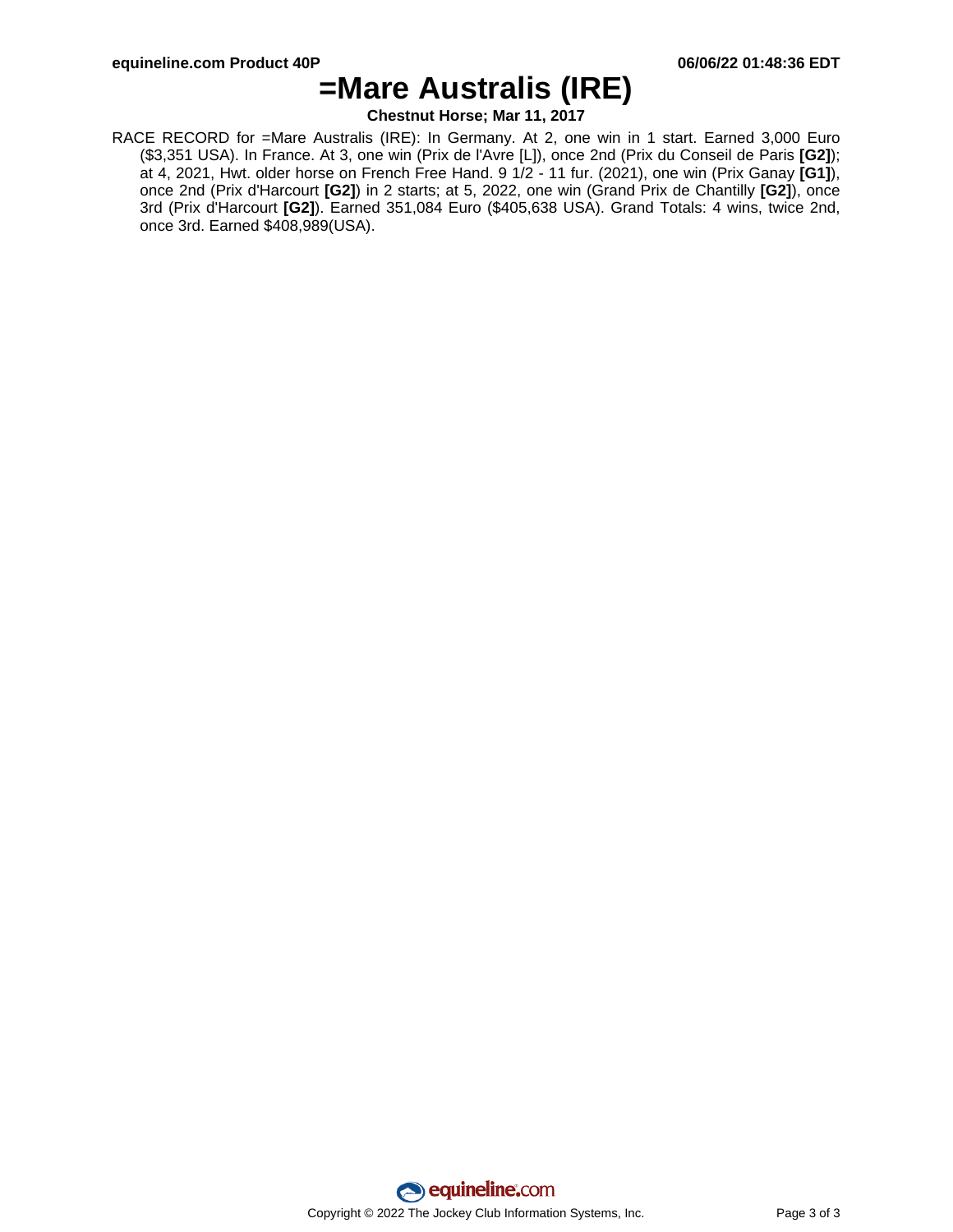# =Mare Australis (IRE)

**Chestnut Horse; Mar 11, 2017**

RACE RECORD for =Mare Australis (IRE): In Germany. At 2, one win in 1 start. Earned 3,000 Euro ($3,351 USA). In France. At 3, one win (Prix de l'Avre [L]), once 2nd (Prix du Conseil de Paris **[G2]**); at 4, 2021, Hwt. older horse on French Free Hand. 9 1/2 - 11 fur. (2021), one win (Prix Ganay **[G1]**), once 2nd (Prix d'Harcourt **[G2]**) in 2 starts; at 5, 2022, one win (Grand Prix de Chantilly **[G2]**), once 3rd (Prix d'Harcourt **[G2]**). Earned 351,084 Euro ($405,638 USA). Grand Totals: 4 wins, twice 2nd, once 3rd. Earned $408,989(USA).